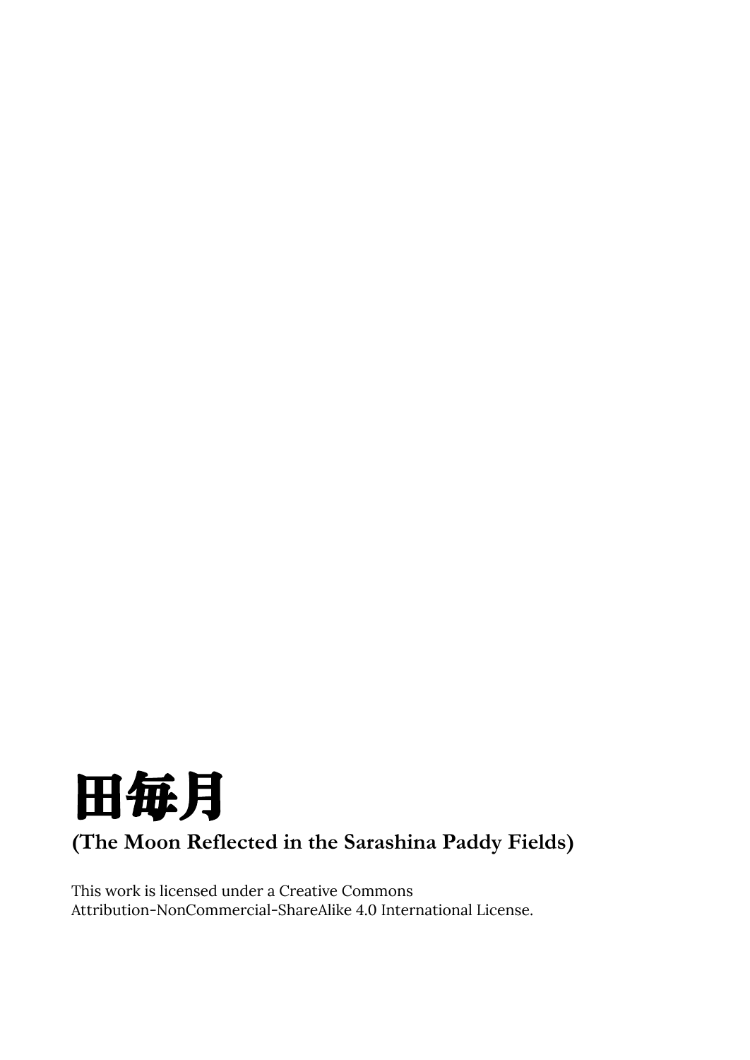# 田毎月

**(The Moon Reflected in the Sarashina Paddy Fields)**

This work is licensed under a Creative Commons
Attribution-NonCommercial-ShareAlike 4.0 International License.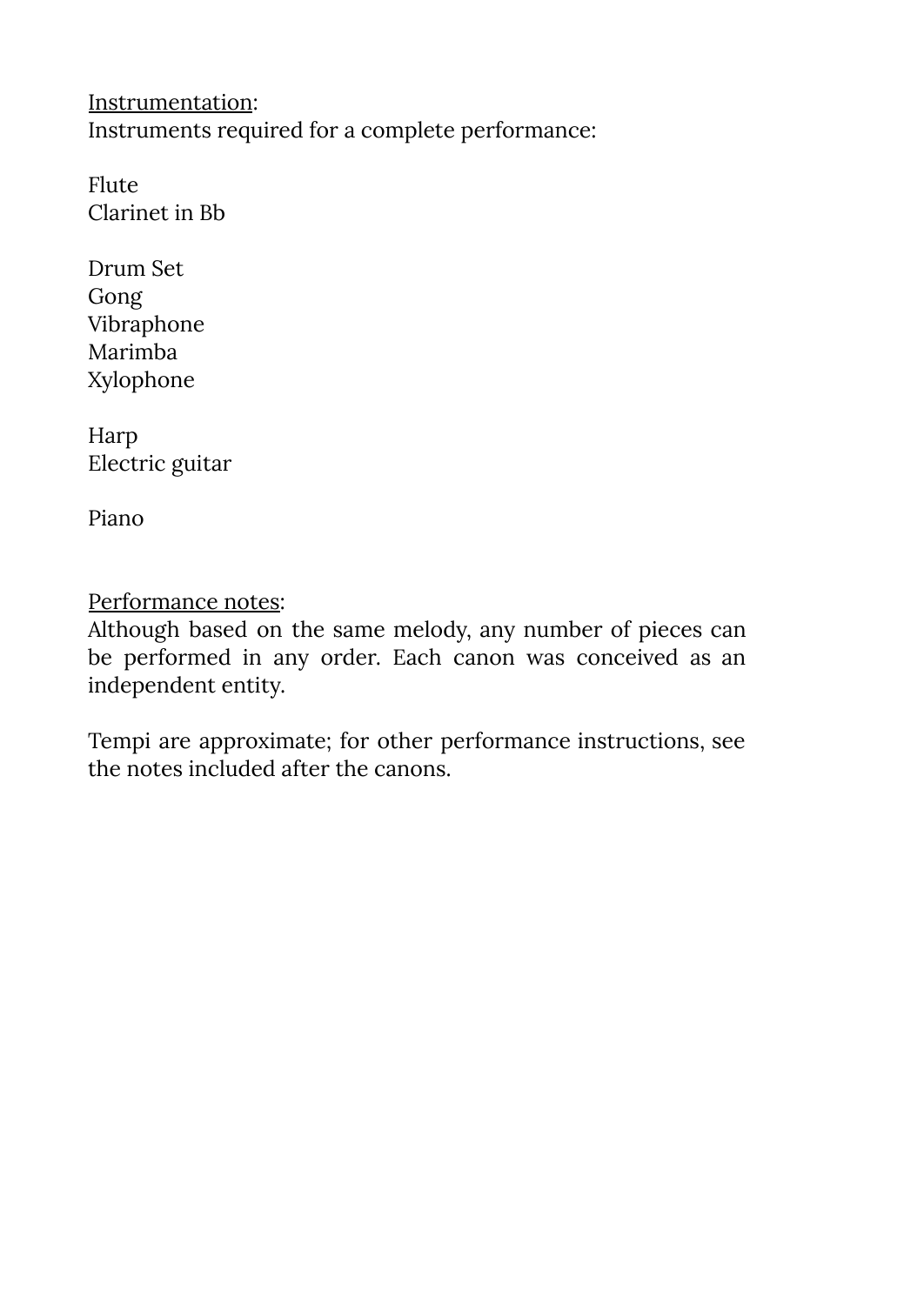<u>Instrumentation</u>:
Instruments required for a complete performance:

Flute
Clarinet in Bb

Drum Set
Gong
Vibraphone
Marimba
Xylophone

Harp
Electric guitar

Piano

<u>Performance notes</u>:
Although based on the same melody, any number of pieces can be performed in any order. Each canon was conceived as an independent entity.

Tempi are approximate; for other performance instructions, see the notes included after the canons.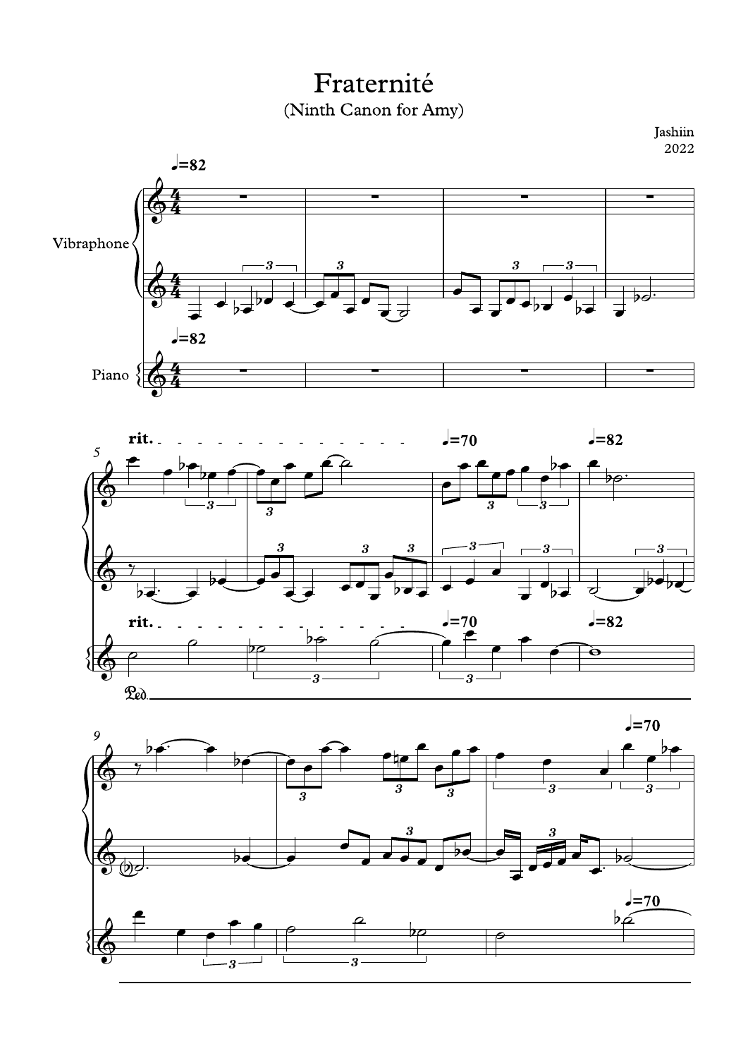# Fraternité

(Ninth Canon for Amy)

Jashiin
2022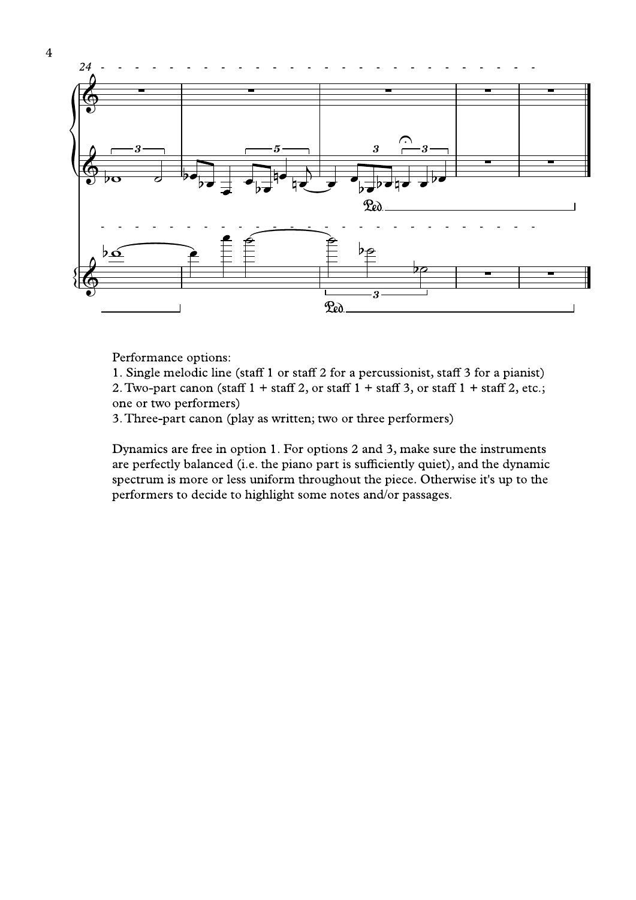Performance options:

1. Single melodic line (staff 1 or staff 2 for a percussionist, staff 3 for a pianist)
2. Two-part canon (staff 1 + staff 2, or staff 1 + staff 3, or staff 1 + staff 2, etc.; one or two performers)
3. Three-part canon (play as written; two or three performers)

Dynamics are free in option 1. For options 2 and 3, make sure the instruments are perfectly balanced (i.e. the piano part is sufficiently quiet), and the dynamic spectrum is more or less uniform throughout the piece. Otherwise it's up to the performers to decide to highlight some notes and/or passages.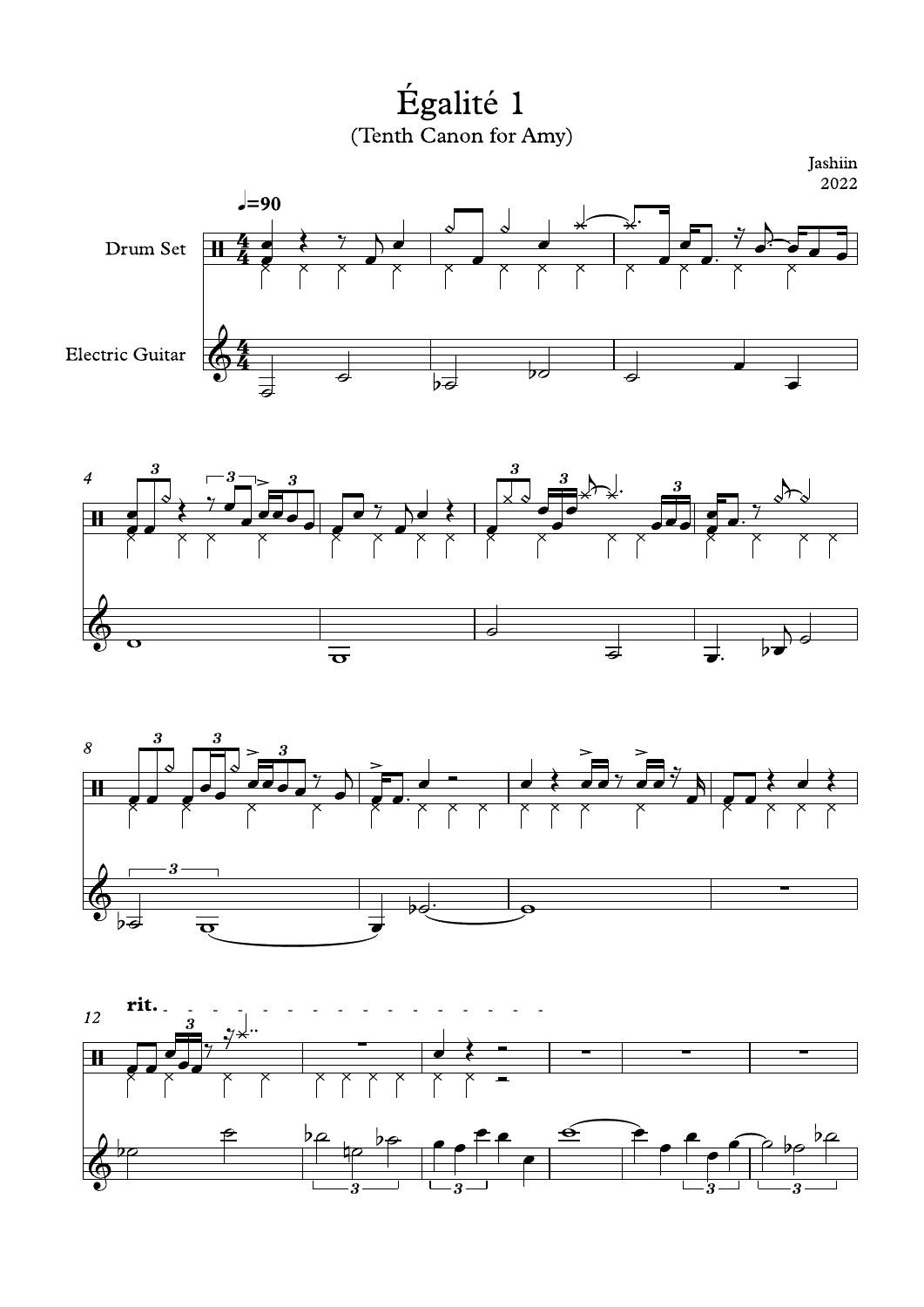# Égalité 1

(Tenth Canon for Amy)

Jashiin
2022

♩=90

Drum Set

Electric Guitar

rit.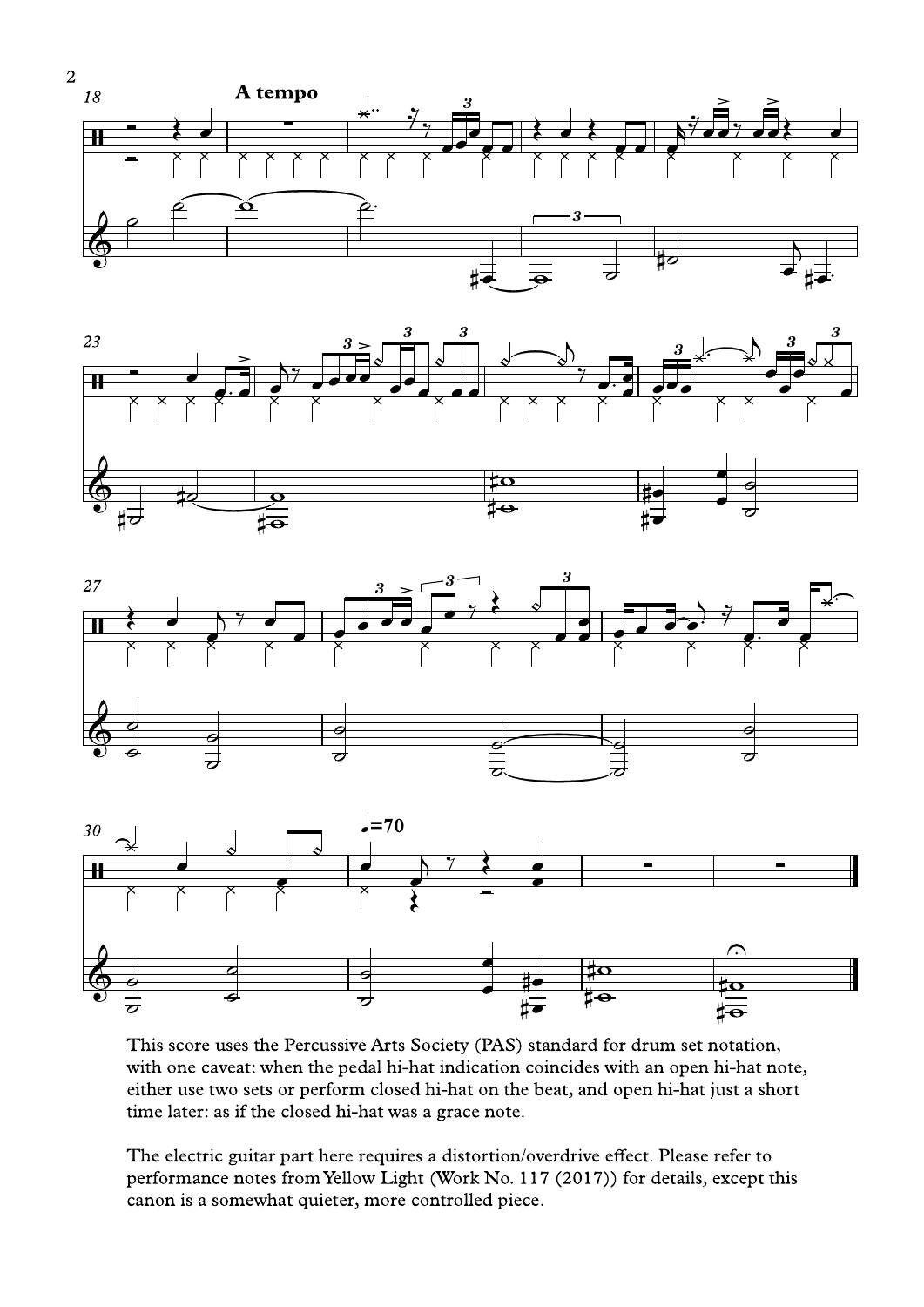This score uses the Percussive Arts Society (PAS) standard for drum set notation, with one caveat: when the pedal hi-hat indication coincides with an open hi-hat note, either use two sets or perform closed hi-hat on the beat, and open hi-hat just a short time later: as if the closed hi-hat was a grace note.

The electric guitar part here requires a distortion/overdrive effect. Please refer to performance notes from Yellow Light (Work No. 117 (2017)) for details, except this canon is a somewhat quieter, more controlled piece.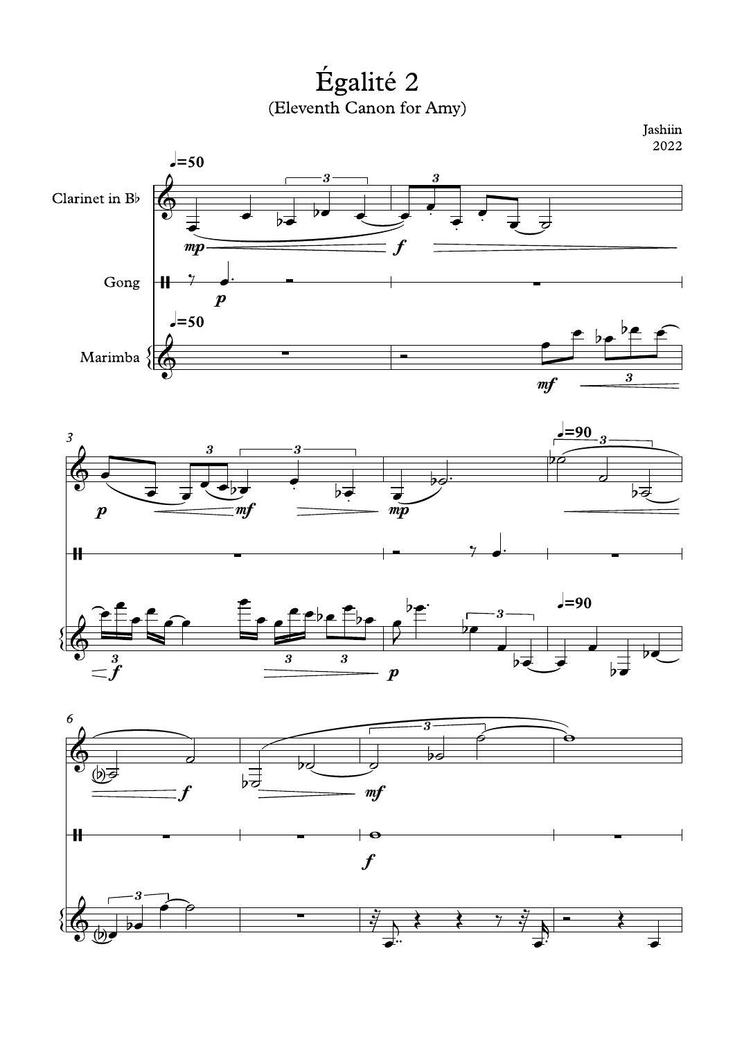# Égalité 2

(Eleventh Canon for Amy)

Jashiin
2022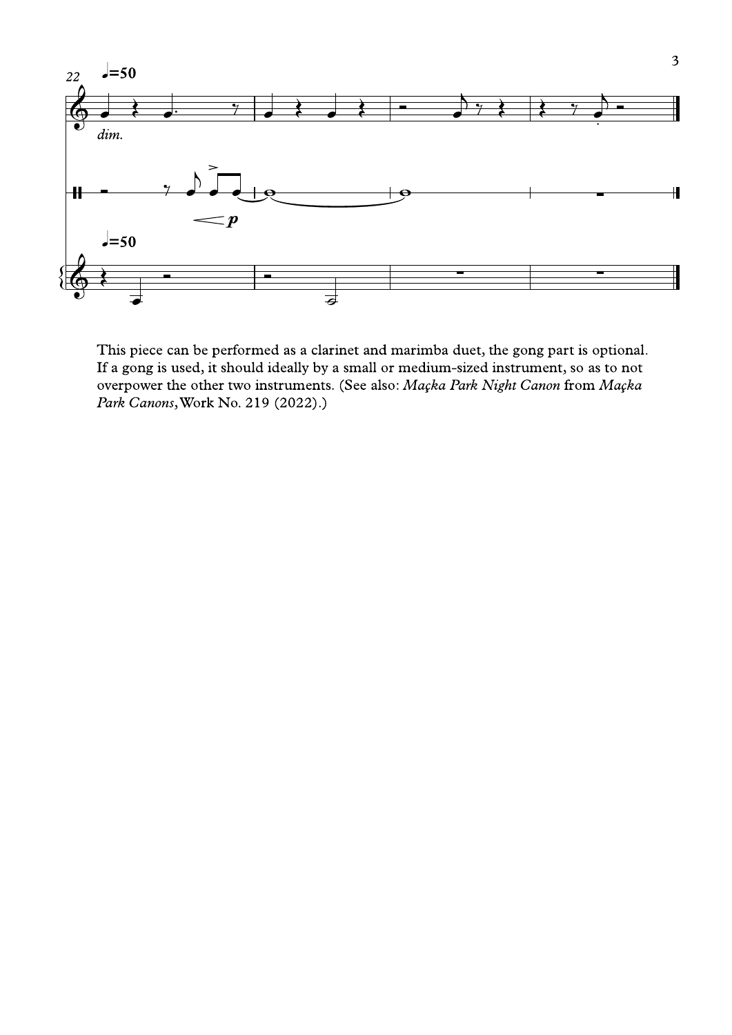This piece can be performed as a clarinet and marimba duet, the gong part is optional. If a gong is used, it should ideally by a small or medium-sized instrument, so as to not overpower the other two instruments. (See also: *Maçka Park Night Canon* from *Maçka Park Canons*, Work No. 219 (2022).)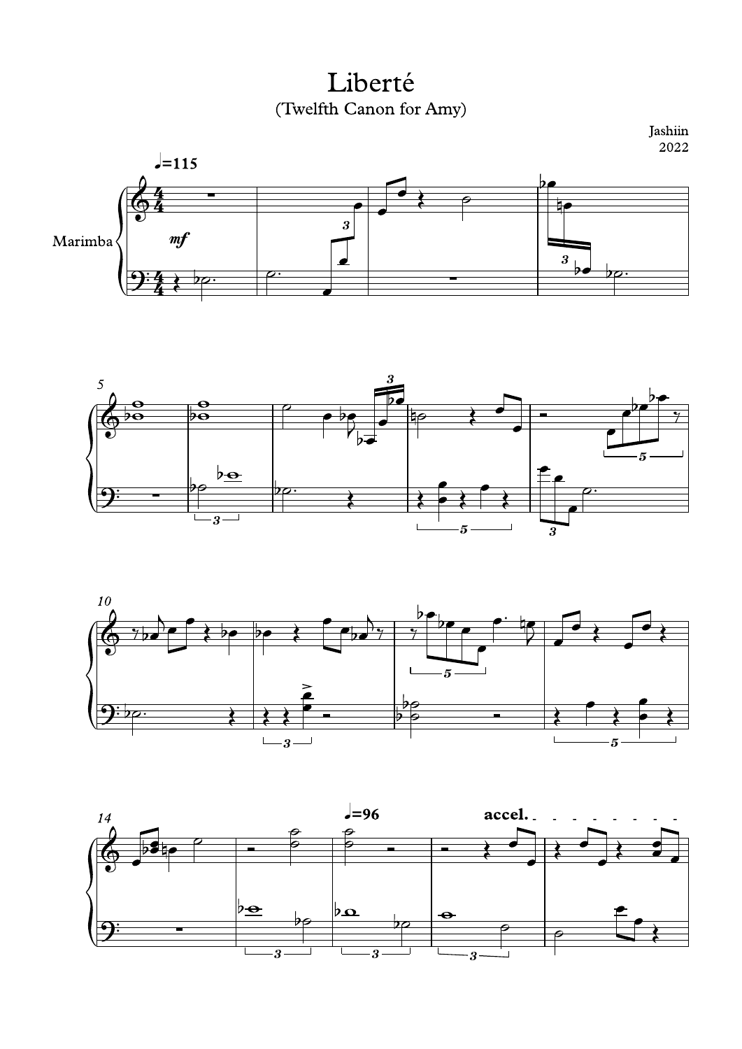# Liberté

(Twelfth Canon for Amy)

Jashiin
2022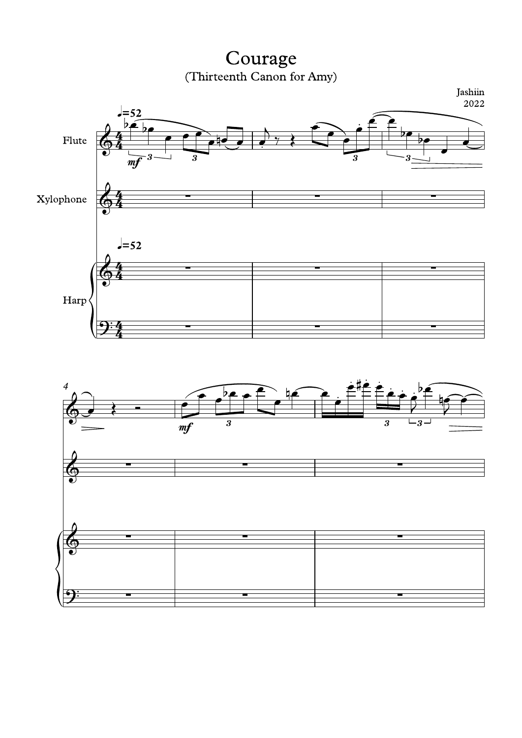# Courage

(Thirteenth Canon for Amy)

Jashiin
2022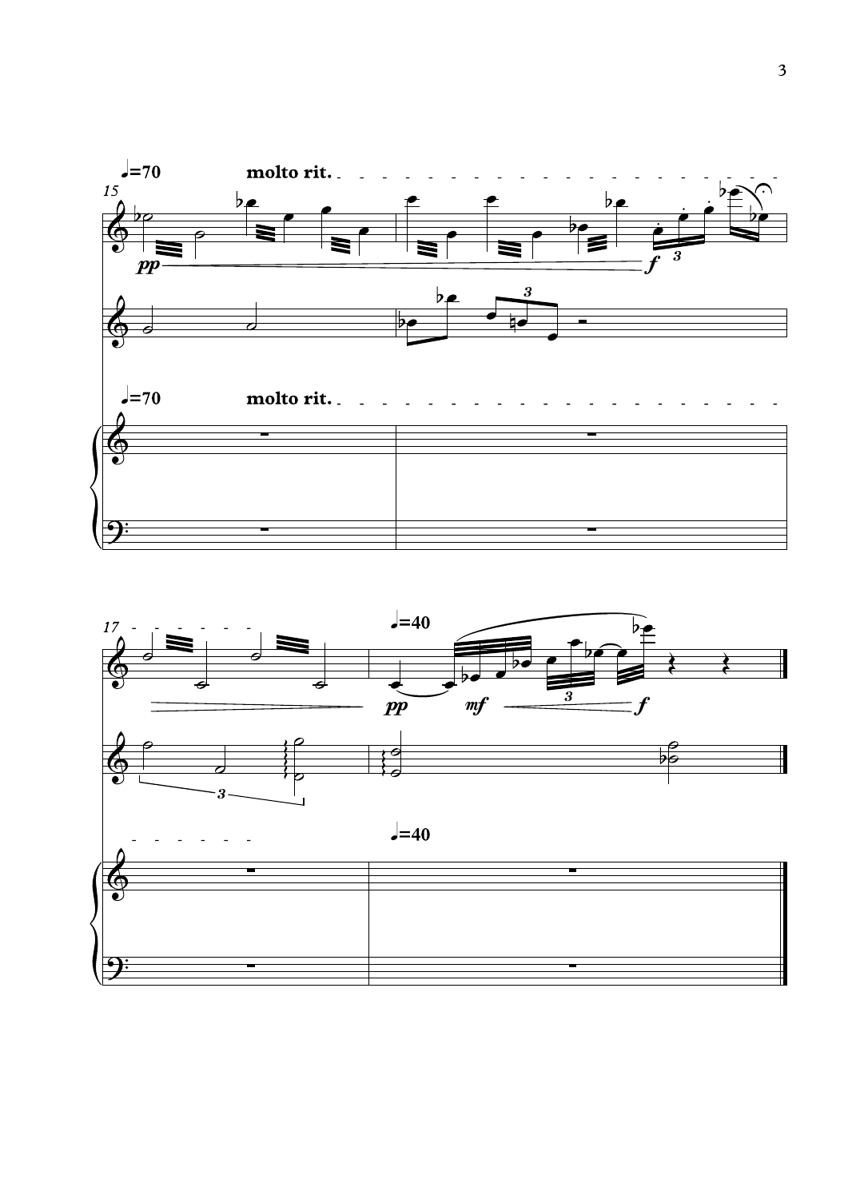♩=70 molto rit.

15

*pp* *f*

♩=70 molto rit.

17

♩=40

*pp* *mf* *f*

♩=40